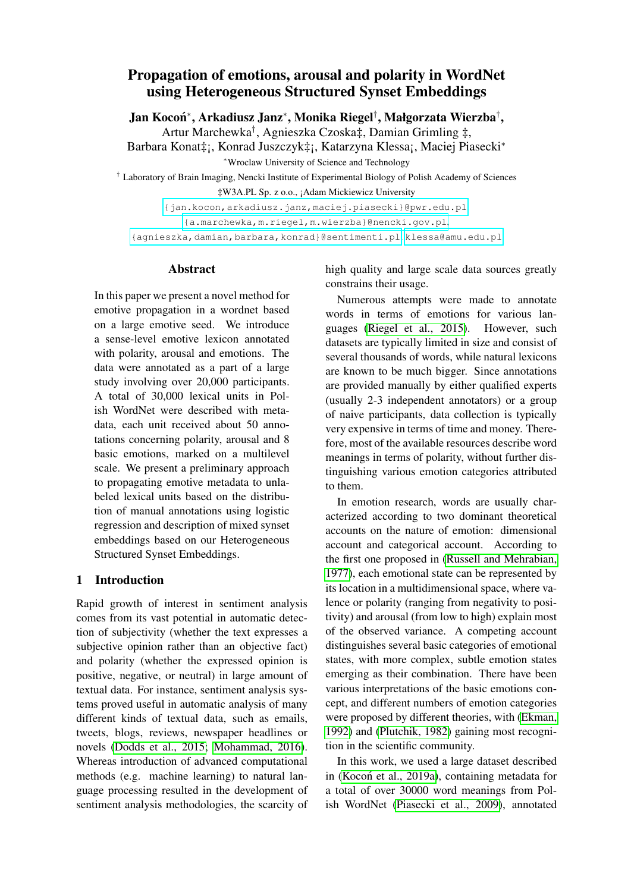# Propagation of emotions, arousal and polarity in WordNet using Heterogeneous Structured Synset Embeddings

**Jan Kocoń**[*], **Arkadiusz Janz**[*], **Monika Riegel**[†], **Małgorzata Wierzba**[†], Artur Marchewka[†], Agnieszka Czoska‡, Damian Grimling ‡, Barbara Konat‡¡, Konrad Juszczyk‡¡, Katarzyna Klessa¡, Maciej Piasecki[*]

[*]Wroclaw University of Science and Technology

[†] Laboratory of Brain Imaging, Nencki Institute of Experimental Biology of Polish Academy of Sciences

‡W3A.PL Sp. z o.o., ¡Adam Mickiewicz University

{jan.kocon,arkadiusz.janz,maciej.piasecki}@pwr.edu.pl
{a.marchewka,m.riegel,m.wierzba}@nencki.gov.pl,
{agnieszka,damian,barbara,konrad}@sentimenti.pl klessa@amu.edu.pl

## Abstract

In this paper we present a novel method for emotive propagation in a wordnet based on a large emotive seed. We introduce a sense-level emotive lexicon annotated with polarity, arousal and emotions. The data were annotated as a part of a large study involving over 20,000 participants. A total of 30,000 lexical units in Polish WordNet were described with metadata, each unit received about 50 annotations concerning polarity, arousal and 8 basic emotions, marked on a multilevel scale. We present a preliminary approach to propagating emotive metadata to unlabeled lexical units based on the distribution of manual annotations using logistic regression and description of mixed synset embeddings based on our Heterogeneous Structured Synset Embeddings.

## 1 Introduction

Rapid growth of interest in sentiment analysis comes from its vast potential in automatic detection of subjectivity (whether the text expresses a subjective opinion rather than an objective fact) and polarity (whether the expressed opinion is positive, negative, or neutral) in large amount of textual data. For instance, sentiment analysis systems proved useful in automatic analysis of many different kinds of textual data, such as emails, tweets, blogs, reviews, newspaper headlines or novels (Dodds et al., 2015; Mohammad, 2016). Whereas introduction of advanced computational methods (e.g. machine learning) to natural language processing resulted in the development of sentiment analysis methodologies, the scarcity of high quality and large scale data sources greatly constrains their usage.

Numerous attempts were made to annotate words in terms of emotions for various languages (Riegel et al., 2015). However, such datasets are typically limited in size and consist of several thousands of words, while natural lexicons are known to be much bigger. Since annotations are provided manually by either qualified experts (usually 2-3 independent annotators) or a group of naive participants, data collection is typically very expensive in terms of time and money. Therefore, most of the available resources describe word meanings in terms of polarity, without further distinguishing various emotion categories attributed to them.

In emotion research, words are usually characterized according to two dominant theoretical accounts on the nature of emotion: dimensional account and categorical account. According to the first one proposed in (Russell and Mehrabian, 1977), each emotional state can be represented by its location in a multidimensional space, where valence or polarity (ranging from negativity to positivity) and arousal (from low to high) explain most of the observed variance. A competing account distinguishes several basic categories of emotional states, with more complex, subtle emotion states emerging as their combination. There have been various interpretations of the basic emotions concept, and different numbers of emotion categories were proposed by different theories, with (Ekman, 1992) and (Plutchik, 1982) gaining most recognition in the scientific community.

In this work, we used a large dataset described in (Kocoń et al., 2019a), containing metadata for a total of over 30000 word meanings from Polish WordNet (Piasecki et al., 2009), annotated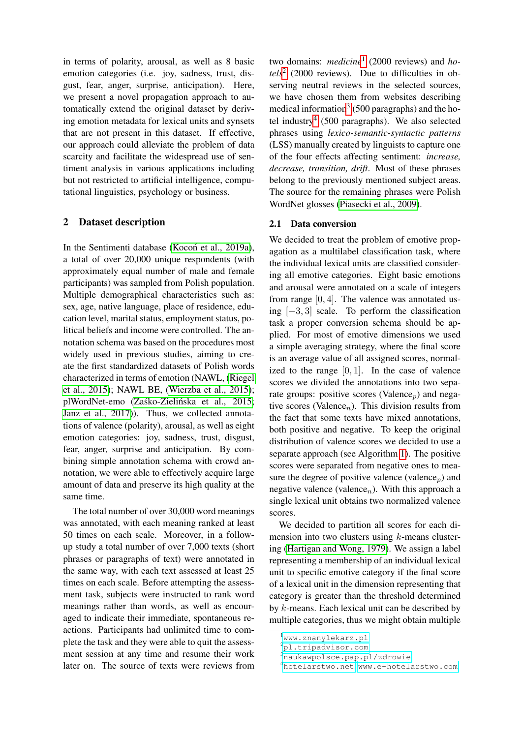in terms of polarity, arousal, as well as 8 basic emotion categories (i.e. joy, sadness, trust, disgust, fear, anger, surprise, anticipation). Here, we present a novel propagation approach to automatically extend the original dataset by deriving emotion metadata for lexical units and synsets that are not present in this dataset. If effective, our approach could alleviate the problem of data scarcity and facilitate the widespread use of sentiment analysis in various applications including but not restricted to artificial intelligence, computational linguistics, psychology or business.

## 2 Dataset description

In the Sentimenti database (Kocoń et al., 2019a), a total of over 20,000 unique respondents (with approximately equal number of male and female participants) was sampled from Polish population. Multiple demographical characteristics such as: sex, age, native language, place of residence, education level, marital status, employment status, political beliefs and income were controlled. The annotation schema was based on the procedures most widely used in previous studies, aiming to create the first standardized datasets of Polish words characterized in terms of emotion (NAWL, (Riegel et al., 2015); NAWL BE, (Wierzba et al., 2015); plWordNet-emo (Zaśko-Zielińska et al., 2015; Janz et al., 2017)). Thus, we collected annotations of valence (polarity), arousal, as well as eight emotion categories: joy, sadness, trust, disgust, fear, anger, surprise and anticipation. By combining simple annotation schema with crowd annotation, we were able to effectively acquire large amount of data and preserve its high quality at the same time.

The total number of over 30,000 word meanings was annotated, with each meaning ranked at least 50 times on each scale. Moreover, in a follow-up study a total number of over 7,000 texts (short phrases or paragraphs of text) were annotated in the same way, with each text assessed at least 25 times on each scale. Before attempting the assessment task, subjects were instructed to rank word meanings rather than words, as well as encouraged to indicate their immediate, spontaneous reactions. Participants had unlimited time to complete the task and they were able to quit the assessment session at any time and resume their work later on. The source of texts were reviews from two domains: *medicine*[1] (2000 reviews) and *hotels*[2] (2000 reviews). Due to difficulties in observing neutral reviews in the selected sources, we have chosen them from websites describing medical information[3] (500 paragraphs) and the hotel industry[4] (500 paragraphs). We also selected phrases using *lexico-semantic-syntactic patterns* (LSS) manually created by linguists to capture one of the four effects affecting sentiment: *increase, decrease, transition, drift*. Most of these phrases belong to the previously mentioned subject areas. The source for the remaining phrases were Polish WordNet glosses (Piasecki et al., 2009).

### 2.1 Data conversion

We decided to treat the problem of emotive propagation as a multilabel classification task, where the individual lexical units are classified considering all emotive categories. Eight basic emotions and arousal were annotated on a scale of integers from range $[0, 4]$. The valence was annotated using $[-3, 3]$ scale. To perform the classification task a proper conversion schema should be applied. For most of emotive dimensions we used a simple averaging strategy, where the final score is an average value of all assigned scores, normalized to the range $[0, 1]$. In the case of valence scores we divided the annotations into two separate groups: positive scores (Valence$_p$) and negative scores (Valence$_n$). This division results from the fact that some texts have mixed annotations, both positive and negative. To keep the original distribution of valence scores we decided to use a separate approach (see Algorithm 1). The positive scores were separated from negative ones to measure the degree of positive valence (valence$_p$) and negative valence (valence$_n$). With this approach a single lexical unit obtains two normalized valence scores.

We decided to partition all scores for each dimension into two clusters using $k$-means clustering (Hartigan and Wong, 1979). We assign a label representing a membership of an individual lexical unit to specific emotive category if the final score of a lexical unit in the dimension representing that category is greater than the threshold determined by $k$-means. Each lexical unit can be described by multiple categories, thus we might obtain multiple

[1] www.znanylekarz.pl
[2] pl.tripadvisor.com
[3] naukawpolsce.pap.pl/zdrowie
[4] hotelarstwo.net, www.e-hotelarstwo.com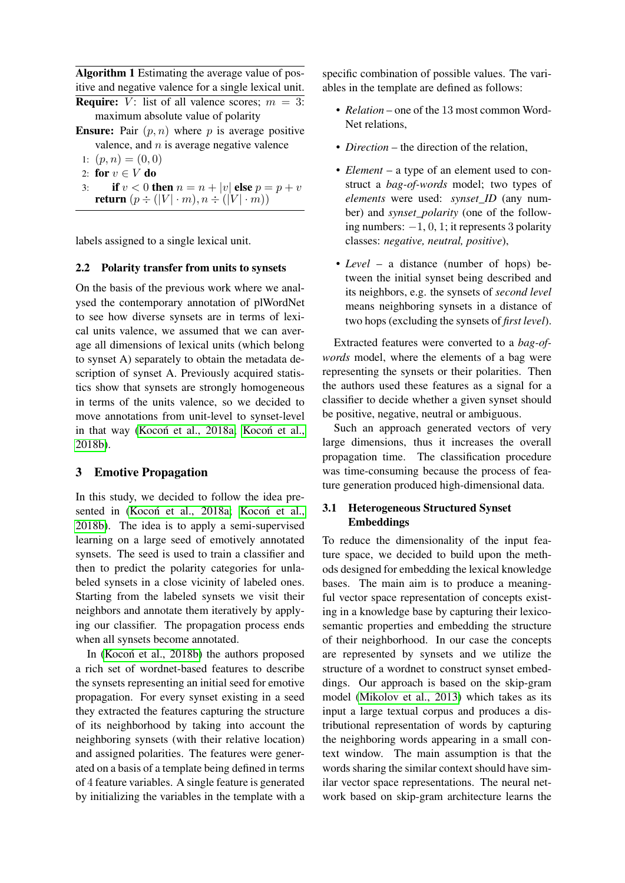**Algorithm 1** Estimating the average value of positive and negative valence for a single lexical unit.

**Require:** $V$: list of all valence scores; $m = 3$: maximum absolute value of polarity

**Ensure:** Pair $(p, n)$ where $p$ is average positive valence, and $n$ is average negative valence

1: $(p, n) = (0, 0)$

2: **for** $v \in V$ **do**

3: &nbsp;&nbsp;&nbsp;&nbsp;**if** $v < 0$ **then** $n = n + |v|$ **else** $p = p + v$

**return** $(p \div (|V| \cdot m), n \div (|V| \cdot m))$

labels assigned to a single lexical unit.

### 2.2 Polarity transfer from units to synsets

On the basis of the previous work where we analysed the contemporary annotation of plWordNet to see how diverse synsets are in terms of lexical units valence, we assumed that we can average all dimensions of lexical units (which belong to synset A) separately to obtain the metadata description of synset A. Previously acquired statistics show that synsets are strongly homogeneous in terms of the units valence, so we decided to move annotations from unit-level to synset-level in that way (Kocoń et al., 2018a; Kocoń et al., 2018b).

## 3 Emotive Propagation

In this study, we decided to follow the idea presented in (Kocoń et al., 2018a; Kocoń et al., 2018b). The idea is to apply a semi-supervised learning on a large seed of emotively annotated synsets. The seed is used to train a classifier and then to predict the polarity categories for unlabeled synsets in a close vicinity of labeled ones. Starting from the labeled synsets we visit their neighbors and annotate them iteratively by applying our classifier. The propagation process ends when all synsets become annotated.

In (Kocoń et al., 2018b) the authors proposed a rich set of wordnet-based features to describe the synsets representing an initial seed for emotive propagation. For every synset existing in a seed they extracted the features capturing the structure of its neighborhood by taking into account the neighboring synsets (with their relative location) and assigned polarities. The features were generated on a basis of a template being defined in terms of 4 feature variables. A single feature is generated by initializing the variables in the template with a specific combination of possible values. The variables in the template are defined as follows:

- *Relation* – one of the 13 most common WordNet relations,
- *Direction* – the direction of the relation,
- *Element* – a type of an element used to construct a *bag-of-words* model; two types of *elements* were used: *synset_ID* (any number) and *synset_polarity* (one of the following numbers: $-1, 0, 1$; it represents 3 polarity classes: *negative, neutral, positive*),
- *Level* – a distance (number of hops) between the initial synset being described and its neighbors, e.g. the synsets of *second level* means neighboring synsets in a distance of two hops (excluding the synsets of *first level*).

Extracted features were converted to a *bag-of-words* model, where the elements of a bag were representing the synsets or their polarities. Then the authors used these features as a signal for a classifier to decide whether a given synset should be positive, negative, neutral or ambiguous.

Such an approach generated vectors of very large dimensions, thus it increases the overall propagation time. The classification procedure was time-consuming because the process of feature generation produced high-dimensional data.

### 3.1 Heterogeneous Structured Synset Embeddings

To reduce the dimensionality of the input feature space, we decided to build upon the methods designed for embedding the lexical knowledge bases. The main aim is to produce a meaningful vector space representation of concepts existing in a knowledge base by capturing their lexico-semantic properties and embedding the structure of their neighborhood. In our case the concepts are represented by synsets and we utilize the structure of a wordnet to construct synset embeddings. Our approach is based on the skip-gram model (Mikolov et al., 2013) which takes as its input a large textual corpus and produces a distributional representation of words by capturing the neighboring words appearing in a small context window. The main assumption is that the words sharing the similar context should have similar vector space representations. The neural network based on skip-gram architecture learns the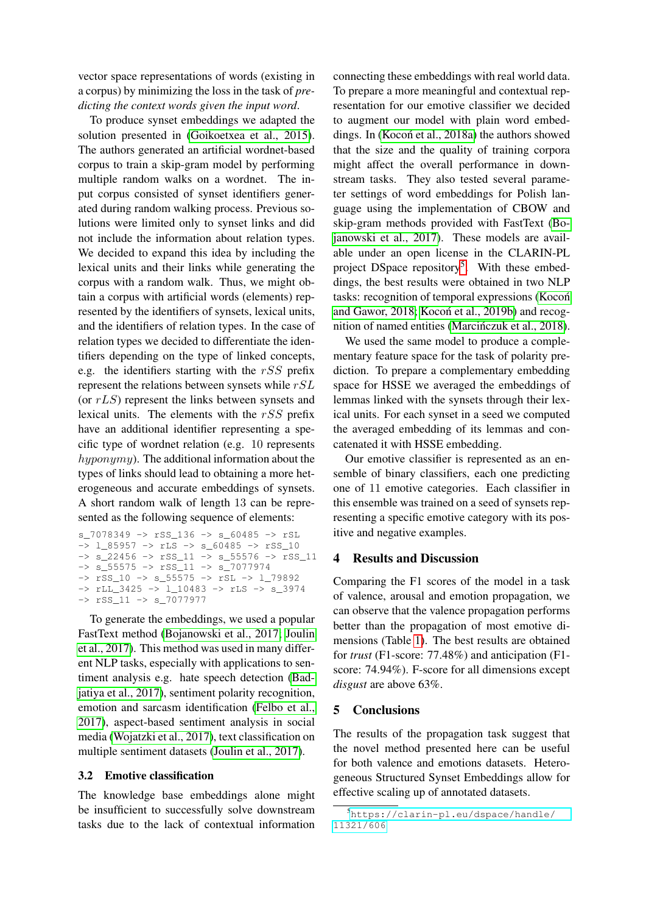vector space representations of words (existing in a corpus) by minimizing the loss in the task of *predicting the context words given the input word*.

To produce synset embeddings we adapted the solution presented in (Goikoetxea et al., 2015). The authors generated an artificial wordnet-based corpus to train a skip-gram model by performing multiple random walks on a wordnet. The input corpus consisted of synset identifiers generated during random walking process. Previous solutions were limited only to synset links and did not include the information about relation types. We decided to expand this idea by including the lexical units and their links while generating the corpus with a random walk. Thus, we might obtain a corpus with artificial words (elements) represented by the identifiers of synsets, lexical units, and the identifiers of relation types. In the case of relation types we decided to differentiate the identifiers depending on the type of linked concepts, e.g. the identifiers starting with the $rSS$ prefix represent the relations between synsets while $rSL$ (or $rLS$) represent the links between synsets and lexical units. The elements with the $rSS$ prefix have an additional identifier representing a specific type of wordnet relation (e.g. 10 represents $hyponymy$). The additional information about the types of links should lead to obtaining a more heterogeneous and accurate embeddings of synsets. A short random walk of length 13 can be represented as the following sequence of elements:

```
s_7078349 -> rSS_136 -> s_60485 -> rSL
-> l_85957 -> rLS -> s_60485 -> rSS_10
-> s_22456 -> rSS_11 -> s_55576 -> rSS_11
-> s_55575 -> rSS_11 -> s_7077974
-> rSS_10 -> s_55575 -> rSL -> l_79892
-> rLL_3425 -> l_10483 -> rLS -> s_3974
-> rSS_11 -> s_7077977
```

To generate the embeddings, we used a popular FastText method (Bojanowski et al., 2017; Joulin et al., 2017). This method was used in many different NLP tasks, especially with applications to sentiment analysis e.g. hate speech detection (Badjatiya et al., 2017), sentiment polarity recognition, emotion and sarcasm identification (Felbo et al., 2017), aspect-based sentiment analysis in social media (Wojatzki et al., 2017), text classification on multiple sentiment datasets (Joulin et al., 2017).

### 3.2 Emotive classification

The knowledge base embeddings alone might be insufficient to successfully solve downstream tasks due to the lack of contextual information connecting these embeddings with real world data. To prepare a more meaningful and contextual representation for our emotive classifier we decided to augment our model with plain word embeddings. In (Kocoń et al., 2018a) the authors showed that the size and the quality of training corpora might affect the overall performance in downstream tasks. They also tested several parameter settings of word embeddings for Polish language using the implementation of CBOW and skip-gram methods provided with FastText (Bojanowski et al., 2017). These models are available under an open license in the CLARIN-PL project DSpace repository[5]. With these embeddings, the best results were obtained in two NLP tasks: recognition of temporal expressions (Kocoń and Gawor, 2018; Kocoń et al., 2019b) and recognition of named entities (Marcińczuk et al., 2018).

We used the same model to produce a complementary feature space for the task of polarity prediction. To prepare a complementary embedding space for HSSE we averaged the embeddings of lemmas linked with the synsets through their lexical units. For each synset in a seed we computed the averaged embedding of its lemmas and concatenated it with HSSE embedding.

Our emotive classifier is represented as an ensemble of binary classifiers, each one predicting one of 11 emotive categories. Each classifier in this ensemble was trained on a seed of synsets representing a specific emotive category with its positive and negative examples.

## 4 Results and Discussion

Comparing the F1 scores of the model in a task of valence, arousal and emotion propagation, we can observe that the valence propagation performs better than the propagation of most emotive dimensions (Table 1). The best results are obtained for *trust* (F1-score: 77.48%) and anticipation (F1-score: 74.94%). F-score for all dimensions except *disgust* are above 63%.

## 5 Conclusions

The results of the propagation task suggest that the novel method presented here can be useful for both valence and emotions datasets. Heterogeneous Structured Synset Embeddings allow for effective scaling up of annotated datasets.

[5] https://clarin-pl.eu/dspace/handle/11321/606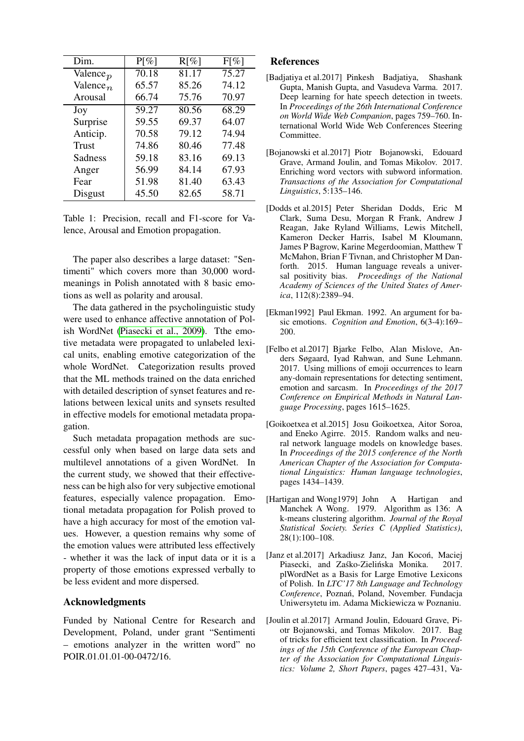| Dim. | P[%] | R[%] | F[%] |
|---|---|---|---|
| Valence$_p$ | 70.18 | 81.17 | 75.27 |
| Valence$_n$ | 65.57 | 85.26 | 74.12 |
| Arousal | 66.74 | 75.76 | 70.97 |
| Joy | 59.27 | 80.56 | 68.29 |
| Surprise | 59.55 | 69.37 | 64.07 |
| Anticip. | 70.58 | 79.12 | 74.94 |
| Trust | 74.86 | 80.46 | 77.48 |
| Sadness | 59.18 | 83.16 | 69.13 |
| Anger | 56.99 | 84.14 | 67.93 |
| Fear | 51.98 | 81.40 | 63.43 |
| Disgust | 45.50 | 82.65 | 58.71 |

Table 1: Precision, recall and F1-score for Valence, Arousal and Emotion propagation.

The paper also describes a large dataset: "Sentimenti" which covers more than 30,000 word-meanings in Polish annotated with 8 basic emotions as well as polarity and arousal.

The data gathered in the psycholinguistic study were used to enhance affective annotation of Polish WordNet (Piasecki et al., 2009). Tthe emotive metadata were propagated to unlabeled lexical units, enabling emotive categorization of the whole WordNet. Categorization results proved that the ML methods trained on the data enriched with detailed description of synset features and relations between lexical units and synsets resulted in effective models for emotional metadata propagation.

Such metadata propagation methods are successful only when based on large data sets and multilevel annotations of a given WordNet. In the current study, we showed that their effectiveness can be high also for very subjective emotional features, especially valence propagation. Emotional metadata propagation for Polish proved to have a high accuracy for most of the emotion values. However, a question remains why some of the emotion values were attributed less effectively - whether it was the lack of input data or it is a property of those emotions expressed verbally to be less evident and more dispersed.

## Acknowledgments

Funded by National Centre for Research and Development, Poland, under grant "Sentimenti – emotions analyzer in the written word" no POIR.01.01.01-00-0472/16.

## References

[Badjatiya et al.2017] Pinkesh Badjatiya, Shashank Gupta, Manish Gupta, and Vasudeva Varma. 2017. Deep learning for hate speech detection in tweets. In *Proceedings of the 26th International Conference on World Wide Web Companion*, pages 759–760. International World Wide Web Conferences Steering Committee.

[Bojanowski et al.2017] Piotr Bojanowski, Edouard Grave, Armand Joulin, and Tomas Mikolov. 2017. Enriching word vectors with subword information. *Transactions of the Association for Computational Linguistics*, 5:135–146.

[Dodds et al.2015] Peter Sheridan Dodds, Eric M Clark, Suma Desu, Morgan R Frank, Andrew J Reagan, Jake Ryland Williams, Lewis Mitchell, Kameron Decker Harris, Isabel M Kloumann, James P Bagrow, Karine Megerdoomian, Matthew T McMahon, Brian F Tivnan, and Christopher M Danforth. 2015. Human language reveals a universal positivity bias. *Proceedings of the National Academy of Sciences of the United States of America*, 112(8):2389–94.

[Ekman1992] Paul Ekman. 1992. An argument for basic emotions. *Cognition and Emotion*, 6(3-4):169–200.

[Felbo et al.2017] Bjarke Felbo, Alan Mislove, Anders Søgaard, Iyad Rahwan, and Sune Lehmann. 2017. Using millions of emoji occurrences to learn any-domain representations for detecting sentiment, emotion and sarcasm. In *Proceedings of the 2017 Conference on Empirical Methods in Natural Language Processing*, pages 1615–1625.

[Goikoetxea et al.2015] Josu Goikoetxea, Aitor Soroa, and Eneko Agirre. 2015. Random walks and neural network language models on knowledge bases. In *Proceedings of the 2015 conference of the North American Chapter of the Association for Computational Linguistics: Human language technologies*, pages 1434–1439.

[Hartigan and Wong1979] John A Hartigan and Manchek A Wong. 1979. Algorithm as 136: A k-means clustering algorithm. *Journal of the Royal Statistical Society. Series C (Applied Statistics)*, 28(1):100–108.

[Janz et al.2017] Arkadiusz Janz, Jan Kocoń, Maciej Piasecki, and Zaśko-Zielińska Monika. 2017. plWordNet as a Basis for Large Emotive Lexicons of Polish. In *LTC'17 8th Language and Technology Conference*, Poznań, Poland, November. Fundacja Uniwersytetu im. Adama Mickiewicza w Poznaniu.

[Joulin et al.2017] Armand Joulin, Edouard Grave, Piotr Bojanowski, and Tomas Mikolov. 2017. Bag of tricks for efficient text classification. In *Proceedings of the 15th Conference of the European Chapter of the Association for Computational Linguistics: Volume 2, Short Papers*, pages 427–431, Va-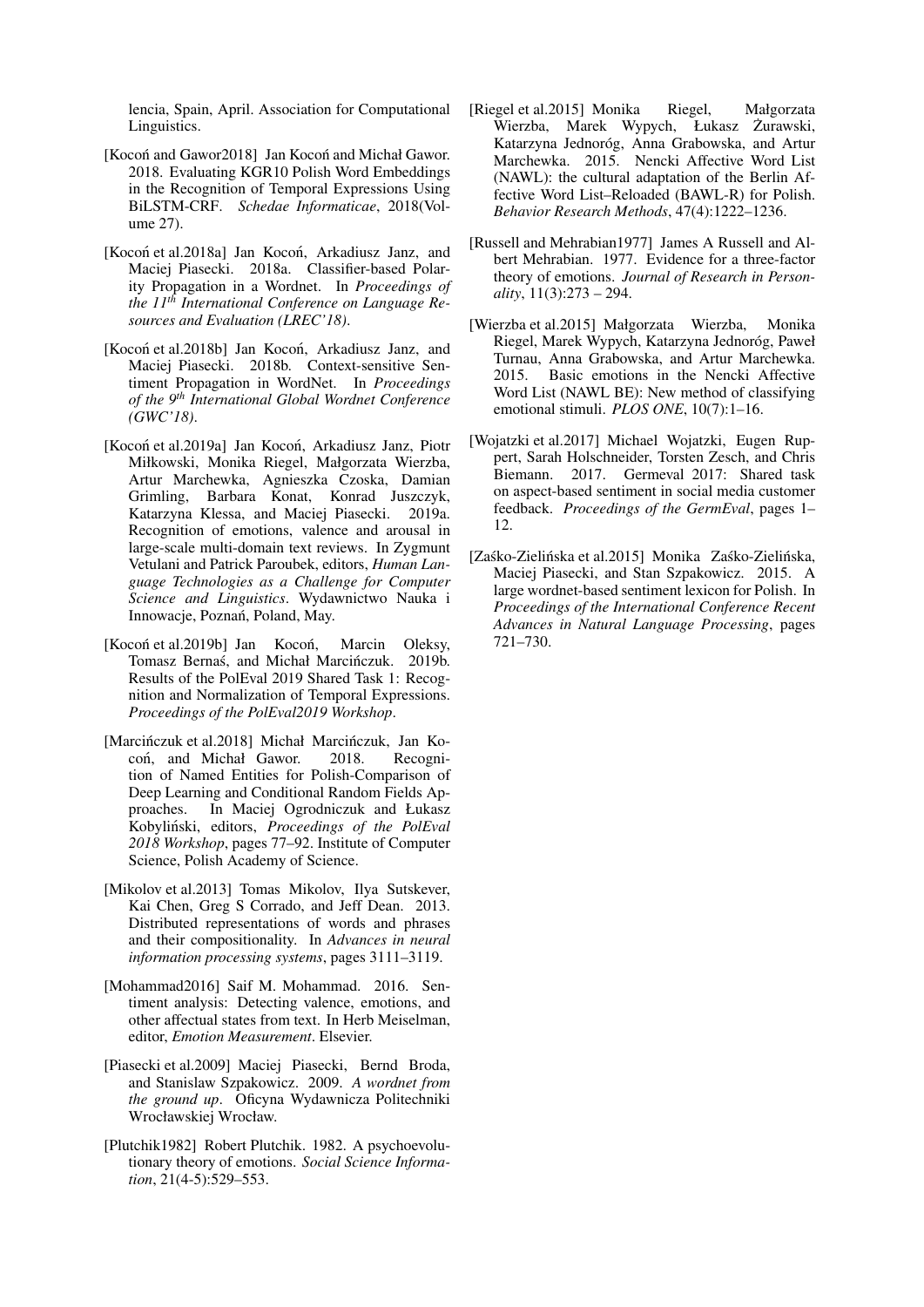lencia, Spain, April. Association for Computational Linguistics.

[Kocoń and Gawor2018] Jan Kocoń and Michał Gawor. 2018. Evaluating KGR10 Polish Word Embeddings in the Recognition of Temporal Expressions Using BiLSTM-CRF. *Schedae Informaticae*, 2018(Volume 27).

[Kocoń et al.2018a] Jan Kocoń, Arkadiusz Janz, and Maciej Piasecki. 2018a. Classifier-based Polarity Propagation in a Wordnet. In *Proceedings of the 11th International Conference on Language Resources and Evaluation (LREC'18)*.

[Kocoń et al.2018b] Jan Kocoń, Arkadiusz Janz, and Maciej Piasecki. 2018b. Context-sensitive Sentiment Propagation in WordNet. In *Proceedings of the 9th International Global Wordnet Conference (GWC'18)*.

[Kocoń et al.2019a] Jan Kocoń, Arkadiusz Janz, Piotr Miłkowski, Monika Riegel, Małgorzata Wierzba, Artur Marchewka, Agnieszka Czoska, Damian Grimling, Barbara Konat, Konrad Juszczyk, Katarzyna Klessa, and Maciej Piasecki. 2019a. Recognition of emotions, valence and arousal in large-scale multi-domain text reviews. In Zygmunt Vetulani and Patrick Paroubek, editors, *Human Language Technologies as a Challenge for Computer Science and Linguistics*. Wydawnictwo Nauka i Innowacje, Poznań, Poland, May.

[Kocoń et al.2019b] Jan Kocoń, Marcin Oleksy, Tomasz Bernaś, and Michał Marcińczuk. 2019b. Results of the PolEval 2019 Shared Task 1: Recognition and Normalization of Temporal Expressions. *Proceedings of the PolEval2019 Workshop*.

[Marcińczuk et al.2018] Michał Marcińczuk, Jan Kocoń, and Michał Gawor. 2018. Recognition of Named Entities for Polish-Comparison of Deep Learning and Conditional Random Fields Approaches. In Maciej Ogrodniczuk and Łukasz Kobyliński, editors, *Proceedings of the PolEval 2018 Workshop*, pages 77–92. Institute of Computer Science, Polish Academy of Science.

[Mikolov et al.2013] Tomas Mikolov, Ilya Sutskever, Kai Chen, Greg S Corrado, and Jeff Dean. 2013. Distributed representations of words and phrases and their compositionality. In *Advances in neural information processing systems*, pages 3111–3119.

[Mohammad2016] Saif M. Mohammad. 2016. Sentiment analysis: Detecting valence, emotions, and other affectual states from text. In Herb Meiselman, editor, *Emotion Measurement*. Elsevier.

[Piasecki et al.2009] Maciej Piasecki, Bernd Broda, and Stanislaw Szpakowicz. 2009. *A wordnet from the ground up*. Oficyna Wydawnicza Politechniki Wrocławskiej Wrocław.

[Plutchik1982] Robert Plutchik. 1982. A psychoevolutionary theory of emotions. *Social Science Information*, 21(4-5):529–553.

[Riegel et al.2015] Monika Riegel, Małgorzata Wierzba, Marek Wypych, Łukasz Żurawski, Katarzyna Jednoróg, Anna Grabowska, and Artur Marchewka. 2015. Nencki Affective Word List (NAWL): the cultural adaptation of the Berlin Affective Word List–Reloaded (BAWL-R) for Polish. *Behavior Research Methods*, 47(4):1222–1236.

[Russell and Mehrabian1977] James A Russell and Albert Mehrabian. 1977. Evidence for a three-factor theory of emotions. *Journal of Research in Personality*, 11(3):273 – 294.

[Wierzba et al.2015] Małgorzata Wierzba, Monika Riegel, Marek Wypych, Katarzyna Jednoróg, Paweł Turnau, Anna Grabowska, and Artur Marchewka. 2015. Basic emotions in the Nencki Affective Word List (NAWL BE): New method of classifying emotional stimuli. *PLOS ONE*, 10(7):1–16.

[Wojatzki et al.2017] Michael Wojatzki, Eugen Ruppert, Sarah Holschneider, Torsten Zesch, and Chris Biemann. 2017. Germeval 2017: Shared task on aspect-based sentiment in social media customer feedback. *Proceedings of the GermEval*, pages 1–12.

[Zaśko-Zielińska et al.2015] Monika Zaśko-Zielińska, Maciej Piasecki, and Stan Szpakowicz. 2015. A large wordnet-based sentiment lexicon for Polish. In *Proceedings of the International Conference Recent Advances in Natural Language Processing*, pages 721–730.